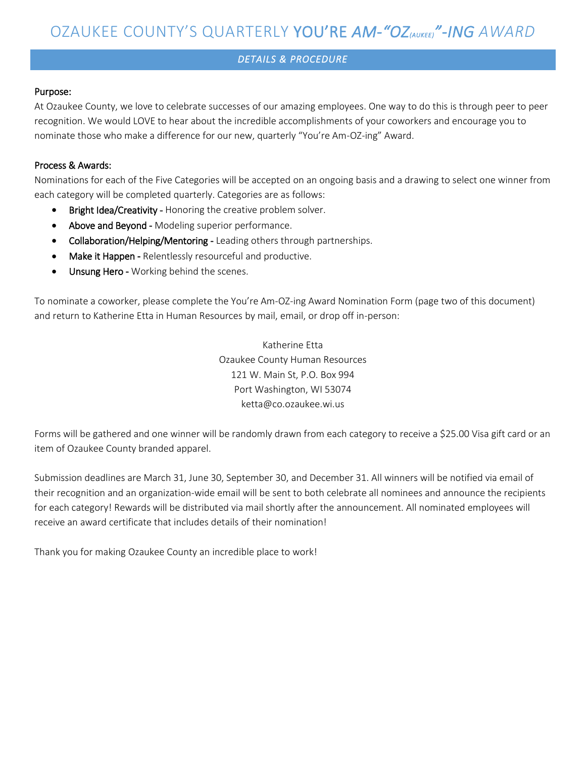# OZAUKEE COUNTY'S QUARTERLY YOU'RE *AM-"OZ(AUKEE)"-ING AWARD*

## *DETAILS & PROCEDURE*

**Purpose:**

At Ozaukee County, we love to celebrate successes of our amazing employees. One way to do this is through peer to peer recognition. We would LOVE to hear about the incredible accomplishments of your coworkers and encourage you to nominate those who make a difference for our new, quarterly "You're Am-OZ-ing" Award.

**Process & Awards:**

Nominations for each of the Five Categories will be accepted on an ongoing basis and a drawing to select one winner from each category will be completed quarterly. Categories are as follows:

- **Bright Idea/Creativity -** Honoring the creative problem solver.
- **Above and Beyond -** Modeling superior performance.
- **Collaboration/Helping/Mentoring -** Leading others through partnerships.
- **Make it Happen -** Relentlessly resourceful and productive.
- **Unsung Hero -** Working behind the scenes.

To nominate a coworker, please complete the You're Am-OZ-ing Award Nomination Form (page two of this document) and return to Katherine Etta in Human Resources by mail, email, or drop off in-person:

Katherine Etta
Ozaukee County Human Resources
121 W. Main St, P.O. Box 994
Port Washington, WI 53074
ketta@co.ozaukee.wi.us

Forms will be gathered and one winner will be randomly drawn from each category to receive a $25.00 Visa gift card or an item of Ozaukee County branded apparel.

Submission deadlines are March 31, June 30, September 30, and December 31. All winners will be notified via email of their recognition and an organization-wide email will be sent to both celebrate all nominees and announce the recipients for each category! Rewards will be distributed via mail shortly after the announcement. All nominated employees will receive an award certificate that includes details of their nomination!

Thank you for making Ozaukee County an incredible place to work!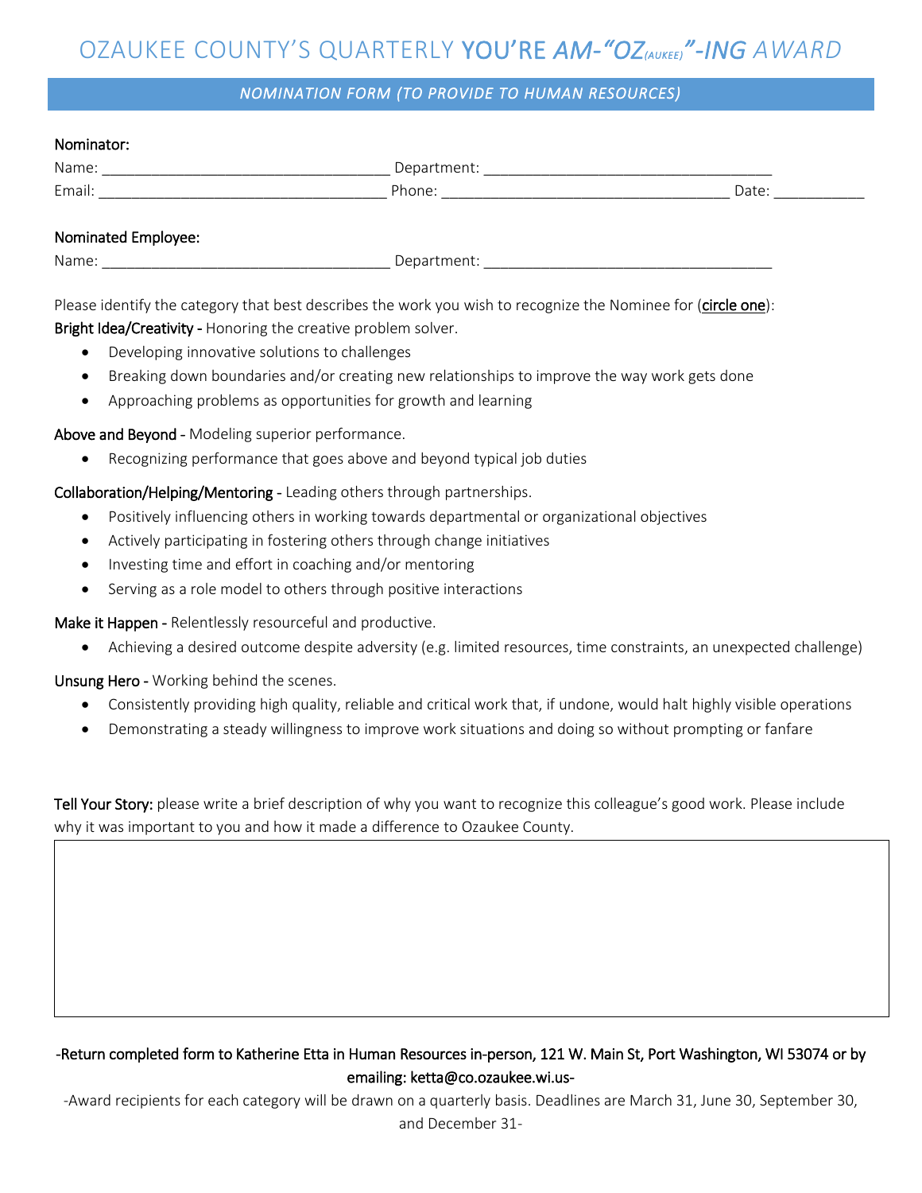# OZAUKEE COUNTY'S QUARTERLY YOU'RE *AM-"OZ(AUKEE)"-ING AWARD*

## *NOMINATION FORM (TO PROVIDE TO HUMAN RESOURCES)*

Nominator:

Name: ___________________________________ Department: ___________________________________

Email: ___________________________________ Phone: ___________________________________ Date: ___________

Nominated Employee:

Name: ___________________________________ Department: ___________________________________

Please identify the category that best describes the work you wish to recognize the Nominee for (circle one):

Bright Idea/Creativity - Honoring the creative problem solver.

- Developing innovative solutions to challenges
- Breaking down boundaries and/or creating new relationships to improve the way work gets done
- Approaching problems as opportunities for growth and learning

Above and Beyond - Modeling superior performance.

- Recognizing performance that goes above and beyond typical job duties

Collaboration/Helping/Mentoring - Leading others through partnerships.

- Positively influencing others in working towards departmental or organizational objectives
- Actively participating in fostering others through change initiatives
- Investing time and effort in coaching and/or mentoring
- Serving as a role model to others through positive interactions

Make it Happen - Relentlessly resourceful and productive.

- Achieving a desired outcome despite adversity (e.g. limited resources, time constraints, an unexpected challenge)

Unsung Hero - Working behind the scenes.

- Consistently providing high quality, reliable and critical work that, if undone, would halt highly visible operations
- Demonstrating a steady willingness to improve work situations and doing so without prompting or fanfare

Tell Your Story: please write a brief description of why you want to recognize this colleague's good work. Please include why it was important to you and how it made a difference to Ozaukee County.

| |
|---|
| |

**-Return completed form to Katherine Etta in Human Resources in-person, 121 W. Main St, Port Washington, WI 53074 or by emailing: ketta@co.ozaukee.wi.us-**

-Award recipients for each category will be drawn on a quarterly basis. Deadlines are March 31, June 30, September 30, and December 31-